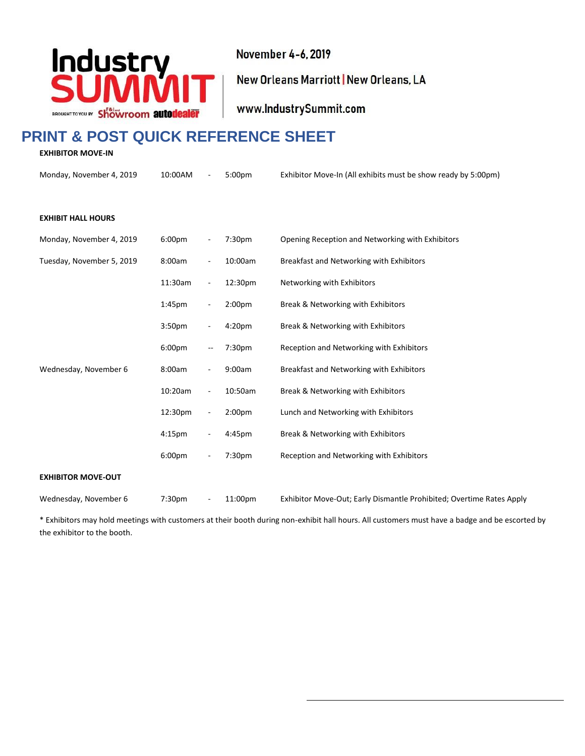Industry SUMMIT

BROUGHT TO YOU BY F&I and Showroom autodealer TODAY

November 4-6, 2019

New Orleans Marriott | New Orleans, LA

www.IndustrySummit.com

# PRINT & POST QUICK REFERENCE SHEET

**EXHIBITOR MOVE-IN**

| | | | | |
|---|---|---|---|---|
| Monday, November 4, 2019 | 10:00AM | - | 5:00pm | Exhibitor Move-In (All exhibits must be show ready by 5:00pm) |

**EXHIBIT HALL HOURS**

| | | | | |
|---|---|---|---|---|
| Monday, November 4, 2019 | 6:00pm | - | 7:30pm | Opening Reception and Networking with Exhibitors |
| Tuesday, November 5, 2019 | 8:00am | - | 10:00am | Breakfast and Networking with Exhibitors |
| | 11:30am | - | 12:30pm | Networking with Exhibitors |
| | 1:45pm | - | 2:00pm | Break & Networking with Exhibitors |
| | 3:50pm | - | 4:20pm | Break & Networking with Exhibitors |
| | 6:00pm | -- | 7:30pm | Reception and Networking with Exhibitors |
| Wednesday, November 6 | 8:00am | - | 9:00am | Breakfast and Networking with Exhibitors |
| | 10:20am | - | 10:50am | Break & Networking with Exhibitors |
| | 12:30pm | - | 2:00pm | Lunch and Networking with Exhibitors |
| | 4:15pm | - | 4:45pm | Break & Networking with Exhibitors |
| | 6:00pm | - | 7:30pm | Reception and Networking with Exhibitors |

**EXHIBITOR MOVE-OUT**

| | | | | |
|---|---|---|---|---|
| Wednesday, November 6 | 7:30pm | - | 11:00pm | Exhibitor Move-Out; Early Dismantle Prohibited; Overtime Rates Apply |

* Exhibitors may hold meetings with customers at their booth during non-exhibit hall hours. All customers must have a badge and be escorted by the exhibitor to the booth.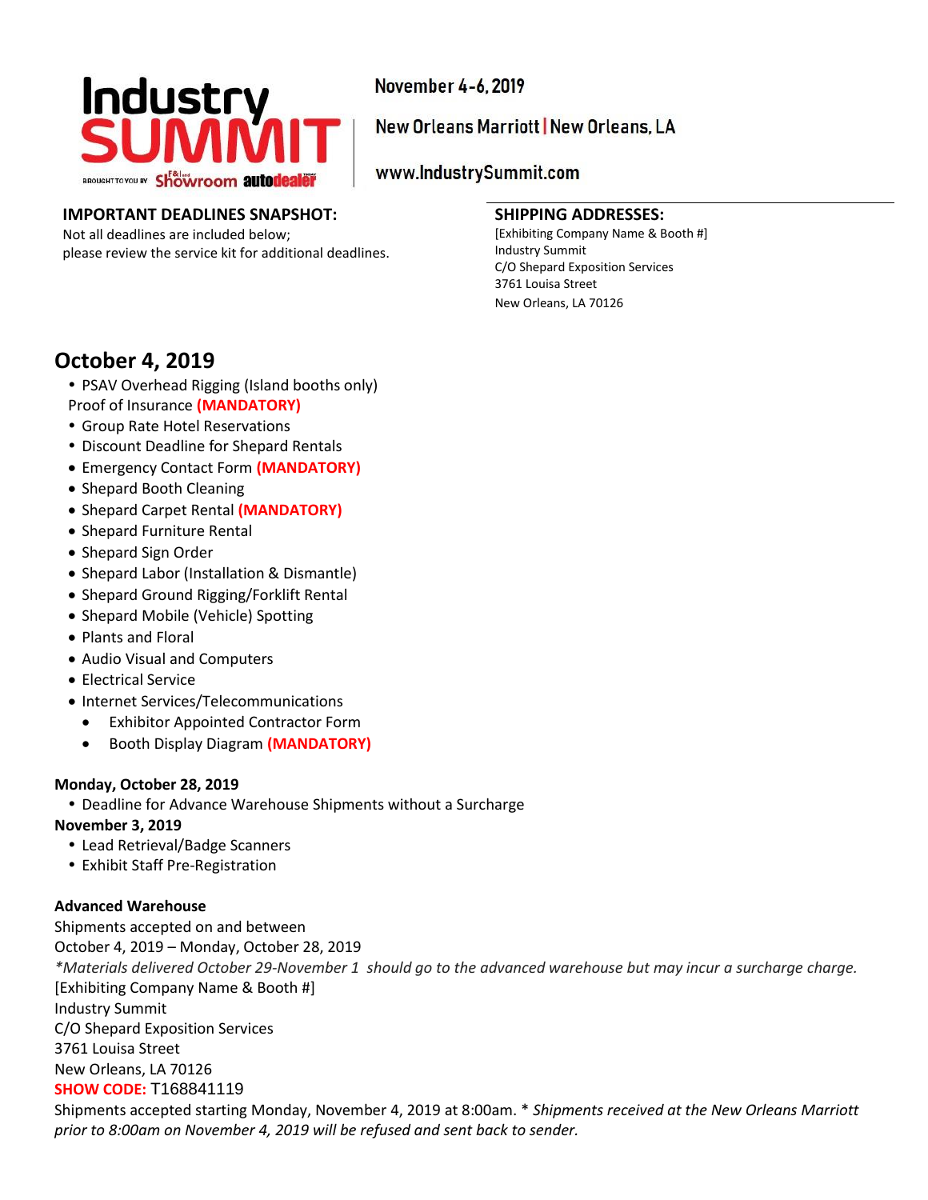Industry SUMMIT

BROUGHT TO YOU BY F&I and Showroom autodealer TODAY

November 4-6, 2019

New Orleans Marriott | New Orleans, LA

www.IndustrySummit.com

**IMPORTANT DEADLINES SNAPSHOT:**

Not all deadlines are included below;
please review the service kit for additional deadlines.

**SHIPPING ADDRESSES:**

[Exhibiting Company Name & Booth #]
Industry Summit
C/O Shepard Exposition Services
3761 Louisa Street
New Orleans, LA 70126

## October 4, 2019

- PSAV Overhead Rigging (Island booths only) Proof of Insurance **(MANDATORY)**
- Group Rate Hotel Reservations
- Discount Deadline for Shepard Rentals
- Emergency Contact Form **(MANDATORY)**
- Shepard Booth Cleaning
- Shepard Carpet Rental **(MANDATORY)**
- Shepard Furniture Rental
- Shepard Sign Order
- Shepard Labor (Installation & Dismantle)
- Shepard Ground Rigging/Forklift Rental
- Shepard Mobile (Vehicle) Spotting
- Plants and Floral
- Audio Visual and Computers
- Electrical Service
- Internet Services/Telecommunications
  - Exhibitor Appointed Contractor Form
  - Booth Display Diagram **(MANDATORY)**

**Monday, October 28, 2019**

- Deadline for Advance Warehouse Shipments without a Surcharge

**November 3, 2019**

- Lead Retrieval/Badge Scanners
- Exhibit Staff Pre-Registration

**Advanced Warehouse**

Shipments accepted on and between
October 4, 2019 – Monday, October 28, 2019
*\*Materials delivered October 29-November 1 should go to the advanced warehouse but may incur a surcharge charge.*
[Exhibiting Company Name & Booth #]
Industry Summit
C/O Shepard Exposition Services
3761 Louisa Street
New Orleans, LA 70126
**SHOW CODE:** T168841119
Shipments accepted starting Monday, November 4, 2019 at 8:00am. * *Shipments received at the New Orleans Marriott prior to 8:00am on November 4, 2019 will be refused and sent back to sender.*